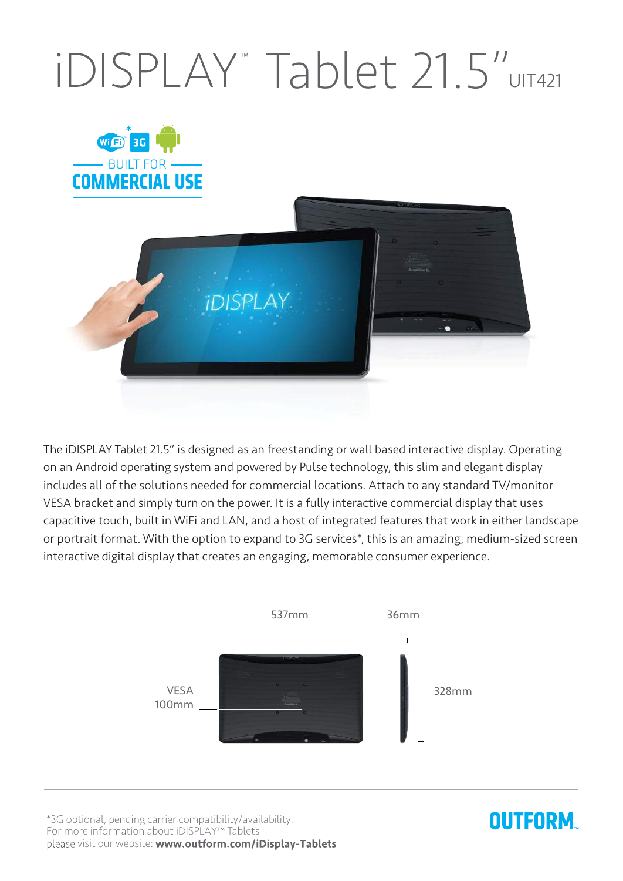# iDISPLAY™ Tablet 21.5" UIT421

BUILT FOR

**COMMERCIAL USE**

The iDISPLAY Tablet 21.5" is designed as an freestanding or wall based interactive display. Operating on an Android operating system and powered by Pulse technology, this slim and elegant display includes all of the solutions needed for commercial locations. Attach to any standard TV/monitor VESA bracket and simply turn on the power. It is a fully interactive commercial display that uses capacitive touch, built in WiFi and LAN, and a host of integrated features that work in either landscape or portrait format. With the option to expand to 3G services*, this is an amazing, medium-sized screen interactive digital display that creates an engaging, memorable consumer experience.

537mm

36mm

VESA 100mm

328mm

*3G optional, pending carrier compatibility/availability.
For more information about iDISPLAY™ Tablets
please visit our website: **www.outform.com/iDisplay-Tablets**

OUTFORM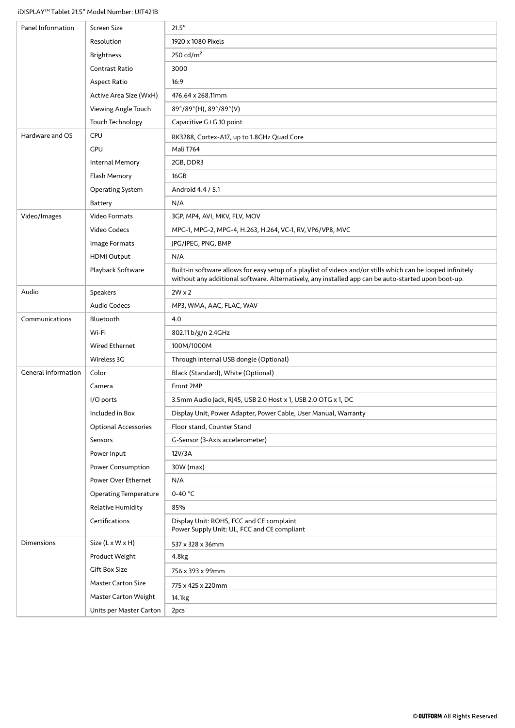iDISPLAY™ Tablet 21.5" Model Number: UIT421B

| | | |
|---|---|---|
| Panel Information | Screen Size | 21.5" |
| | Resolution | 1920 x 1080 Pixels |
| | Brightness | 250 cd/m² |
| | Contrast Ratio | 3000 |
| | Aspect Ratio | 16:9 |
| | Active Area Size (WxH) | 476.64 x 268.11mm |
| | Viewing Angle Touch | 89°/89°(H), 89°/89°(V) |
| | Touch Technology | Capacitive G+G 10 point |
| Hardware and OS | CPU | RK3288, Cortex-A17, up to 1.8GHz Quad Core |
| | GPU | Mali T764 |
| | Internal Memory | 2GB, DDR3 |
| | Flash Memory | 16GB |
| | Operating System | Android 4.4 / 5.1 |
| | Battery | N/A |
| Video/Images | Video Formats | 3GP, MP4, AVI, MKV, FLV, MOV |
| | Video Codecs | MPG-1, MPG-2, MPG-4, H.263, H.264, VC-1, RV, VP6/VP8, MVC |
| | Image Formats | JPG/JPEG, PNG, BMP |
| | HDMI Output | N/A |
| | Playback Software | Built-in software allows for easy setup of a playlist of videos and/or stills which can be looped infinitely without any additional software. Alternatively, any installed app can be auto-started upon boot-up. |
| Audio | Speakers | 2W x 2 |
| | Audio Codecs | MP3, WMA, AAC, FLAC, WAV |
| Communications | Bluetooth | 4.0 |
| | Wi-Fi | 802.11 b/g/n 2.4GHz |
| | Wired Ethernet | 100M/1000M |
| | Wireless 3G | Through internal USB dongle (Optional) |
| General information | Color | Black (Standard), White (Optional) |
| | Camera | Front 2MP |
| | I/O ports | 3.5mm Audio Jack, RJ45, USB 2.0 Host x 1, USB 2.0 OTG x 1, DC |
| | Included in Box | Display Unit, Power Adapter, Power Cable, User Manual, Warranty |
| | Optional Accessories | Floor stand, Counter Stand |
| | Sensors | G-Sensor (3-Axis accelerometer) |
| | Power Input | 12V/3A |
| | Power Consumption | 30W (max) |
| | Power Over Ethernet | N/A |
| | Operating Temperature | 0-40 °C |
| | Relative Humidity | 85% |
| | Certifications | Display Unit: ROHS, FCC and CE complaint<br>Power Supply Unit: UL, FCC and CE compliant |
| Dimensions | Size (L x W x H) | 537 x 328 x 36mm |
| | Product Weight | 4.8kg |
| | Gift Box Size | 756 x 393 x 99mm |
| | Master Carton Size | 775 x 425 x 220mm |
| | Master Carton Weight | 14.1kg |
| | Units per Master Carton | 2pcs |

© OUTFORM All Rights Reserved